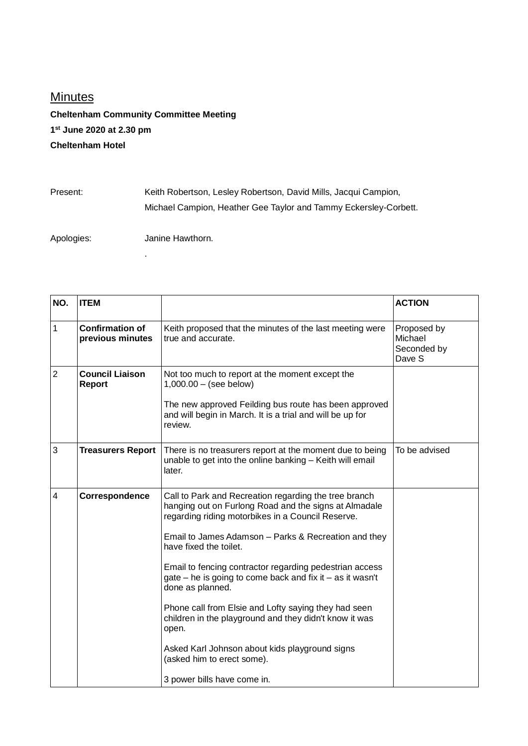## Minutes

**Cheltenham Community Committee Meeting**

**1st June 2020 at 2.30 pm**

**Cheltenham Hotel**

Present: Keith Robertson, Lesley Robertson, David Mills, Jacqui Campion, Michael Campion, Heather Gee Taylor and Tammy Eckersley-Corbett.

Apologies: Janine Hawthorn.

.

| NO. | ITEM | | ACTION |
|---|---|---|---|
| 1 | **Confirmation of previous minutes** | Keith proposed that the minutes of the last meeting were true and accurate. | Proposed by Michael Seconded by Dave S |
| 2 | **Council Liaison Report** | Not too much to report at the moment except the 1,000.00 – (see below)<br><br>The new approved Feilding bus route has been approved and will begin in March. It is a trial and will be up for review. | |
| 3 | **Treasurers Report** | There is no treasurers report at the moment due to being unable to get into the online banking – Keith will email later. | To be advised |
| 4 | **Correspondence** | Call to Park and Recreation regarding the tree branch hanging out on Furlong Road and the signs at Almadale regarding riding motorbikes in a Council Reserve.<br><br>Email to James Adamson – Parks & Recreation and they have fixed the toilet.<br><br>Email to fencing contractor regarding pedestrian access gate – he is going to come back and fix it – as it wasn't done as planned.<br><br>Phone call from Elsie and Lofty saying they had seen children in the playground and they didn't know it was open.<br><br>Asked Karl Johnson about kids playground signs (asked him to erect some).<br><br>3 power bills have come in. | |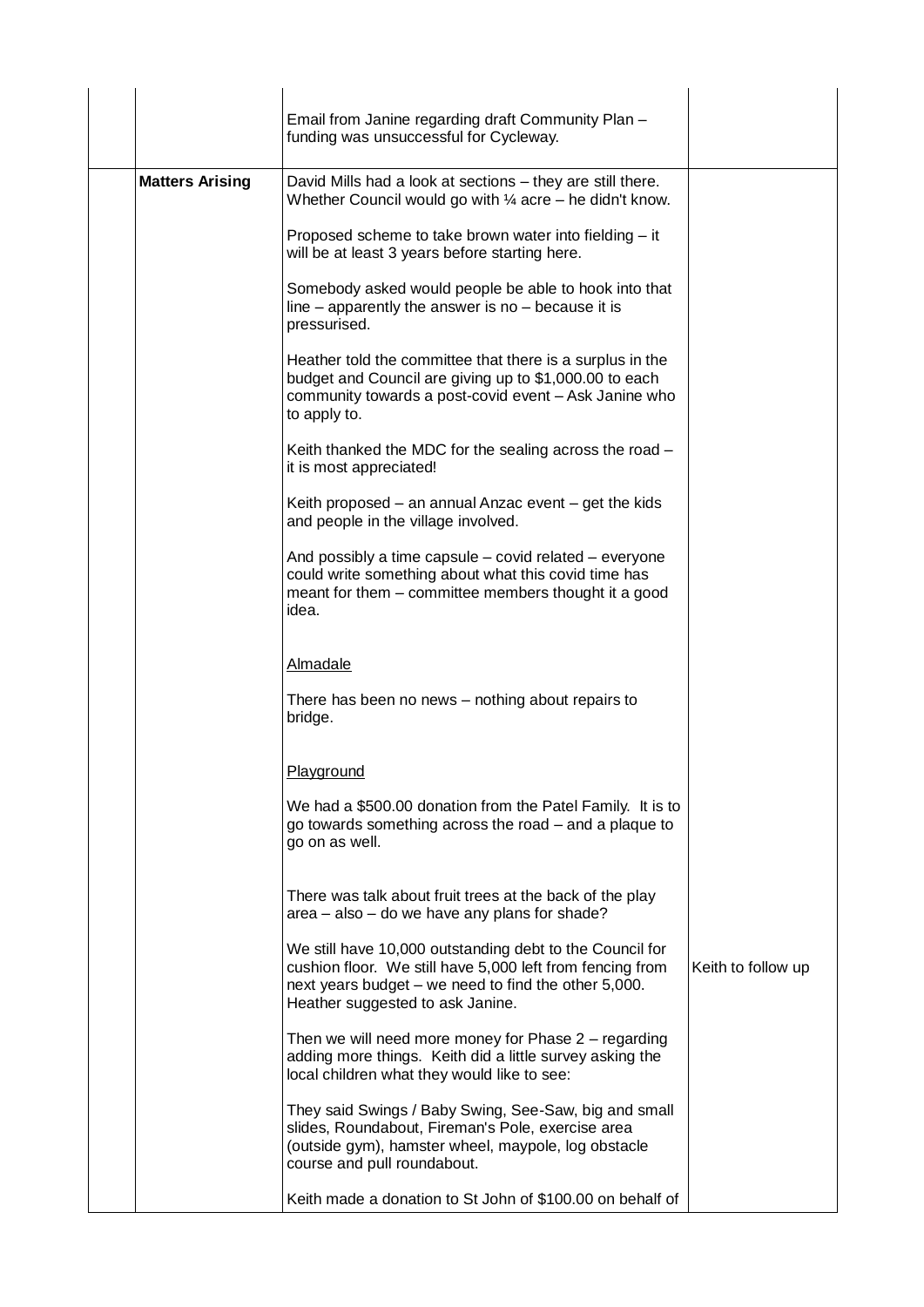| | | | |
|---|---|---|---|
| | | Email from Janine regarding draft Community Plan – funding was unsuccessful for Cycleway. | |
| | **Matters Arising** | David Mills had a look at sections – they are still there. Whether Council would go with ¼ acre – he didn't know.<br><br>Proposed scheme to take brown water into fielding – it will be at least 3 years before starting here.<br><br>Somebody asked would people be able to hook into that line – apparently the answer is no – because it is pressurised.<br><br>Heather told the committee that there is a surplus in the budget and Council are giving up to $1,000.00 to each community towards a post-covid event – Ask Janine who to apply to.<br><br>Keith thanked the MDC for the sealing across the road – it is most appreciated!<br><br>Keith proposed – an annual Anzac event – get the kids and people in the village involved.<br><br>And possibly a time capsule – covid related – everyone could write something about what this covid time has meant for them – committee members thought it a good idea.<br><br><u>Almadale</u><br><br>There has been no news – nothing about repairs to bridge.<br><br><u>Playground</u><br><br>We had a $500.00 donation from the Patel Family. It is to go towards something across the road – and a plaque to go on as well.<br><br>There was talk about fruit trees at the back of the play area – also – do we have any plans for shade?<br><br>We still have 10,000 outstanding debt to the Council for cushion floor. We still have 5,000 left from fencing from next years budget – we need to find the other 5,000. Heather suggested to ask Janine.<br><br>Then we will need more money for Phase 2 – regarding adding more things. Keith did a little survey asking the local children what they would like to see:<br><br>They said Swings / Baby Swing, See-Saw, big and small slides, Roundabout, Fireman's Pole, exercise area (outside gym), hamster wheel, maypole, log obstacle course and pull roundabout.<br><br>Keith made a donation to St John of $100.00 on behalf of | Keith to follow up |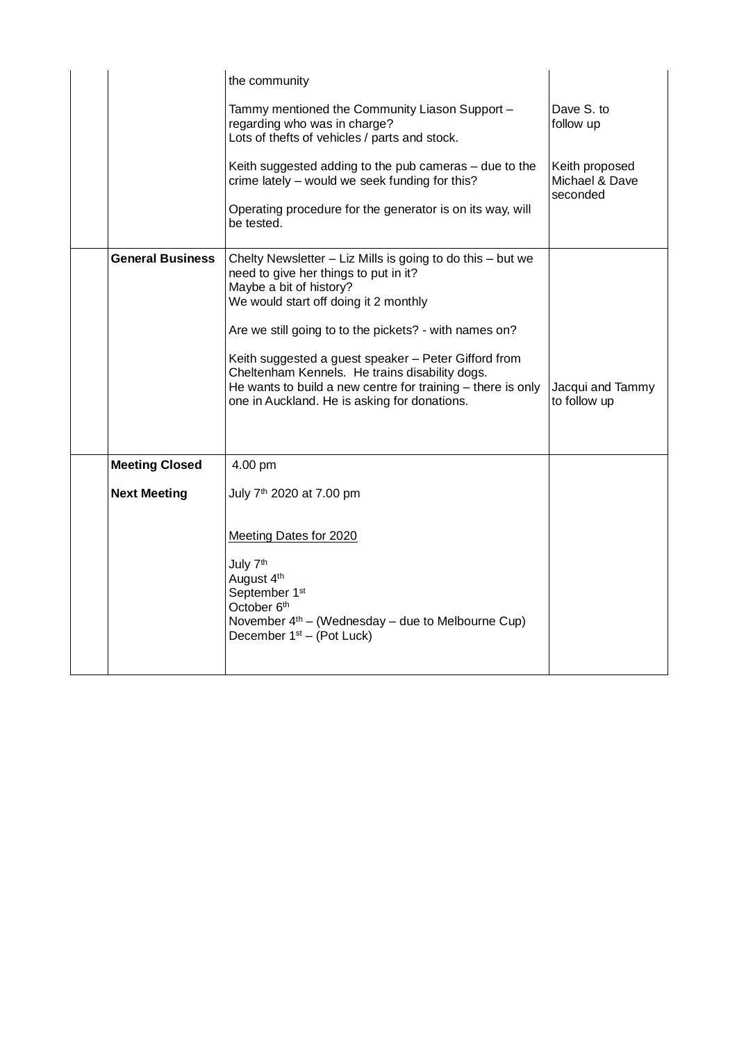| | | | |
|---|---|---|---|
| | | the community<br><br>Tammy mentioned the Community Liason Support – regarding who was in charge?<br>Lots of thefts of vehicles / parts and stock.<br><br>Keith suggested adding to the pub cameras – due to the crime lately – would we seek funding for this?<br><br>Operating procedure for the generator is on its way, will be tested. | Dave S. to follow up<br><br><br><br>Keith proposed Michael & Dave seconded |
| | **General Business** | Chelty Newsletter – Liz Mills is going to do this – but we need to give her things to put in it?<br>Maybe a bit of history?<br>We would start off doing it 2 monthly<br><br>Are we still going to to the pickets? - with names on?<br><br>Keith suggested a guest speaker – Peter Gifford from Cheltenham Kennels. He trains disability dogs.<br>He wants to build a new centre for training – there is only one in Auckland. He is asking for donations. | Jacqui and Tammy to follow up |
| | **Meeting Closed**<br><br>**Next Meeting** | 4.00 pm<br><br>July 7th 2020 at 7.00 pm<br><br><u>Meeting Dates for 2020</u><br><br>July 7th<br>August 4th<br>September 1st<br>October 6th<br>November 4th – (Wednesday – due to Melbourne Cup)<br>December 1st – (Pot Luck) | |